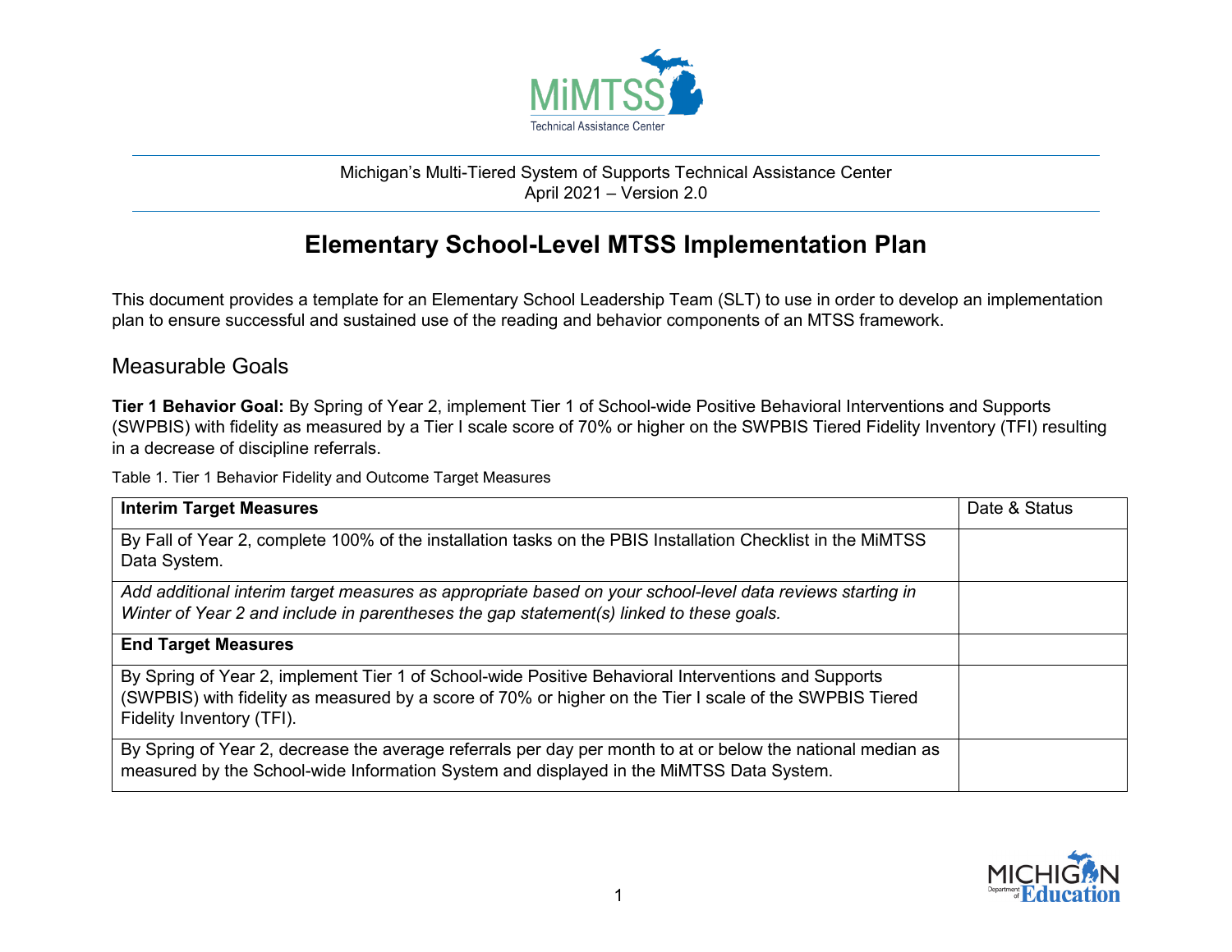MiMTSS Technical Assistance Center

Michigan's Multi-Tiered System of Supports Technical Assistance Center
April 2021 – Version 2.0

# Elementary School-Level MTSS Implementation Plan

This document provides a template for an Elementary School Leadership Team (SLT) to use in order to develop an implementation plan to ensure successful and sustained use of the reading and behavior components of an MTSS framework.

## Measurable Goals

**Tier 1 Behavior Goal:** By Spring of Year 2, implement Tier 1 of School-wide Positive Behavioral Interventions and Supports (SWPBIS) with fidelity as measured by a Tier I scale score of 70% or higher on the SWPBIS Tiered Fidelity Inventory (TFI) resulting in a decrease of discipline referrals.

Table 1. Tier 1 Behavior Fidelity and Outcome Target Measures

| **Interim Target Measures** | Date & Status |
| --- | --- |
| By Fall of Year 2, complete 100% of the installation tasks on the PBIS Installation Checklist in the MiMTSS Data System. | |
| *Add additional interim target measures as appropriate based on your school-level data reviews starting in Winter of Year 2 and include in parentheses the gap statement(s) linked to these goals.* | |
| **End Target Measures** | |
| By Spring of Year 2, implement Tier 1 of School-wide Positive Behavioral Interventions and Supports (SWPBIS) with fidelity as measured by a score of 70% or higher on the Tier I scale of the SWPBIS Tiered Fidelity Inventory (TFI). | |
| By Spring of Year 2, decrease the average referrals per day per month to at or below the national median as measured by the School-wide Information System and displayed in the MiMTSS Data System. | |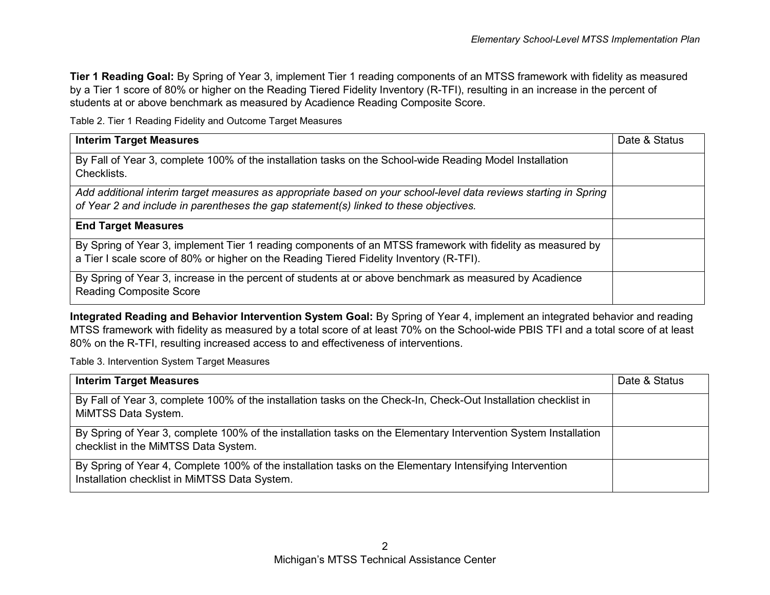**Tier 1 Reading Goal:** By Spring of Year 3, implement Tier 1 reading components of an MTSS framework with fidelity as measured by a Tier 1 score of 80% or higher on the Reading Tiered Fidelity Inventory (R-TFI), resulting in an increase in the percent of students at or above benchmark as measured by Acadience Reading Composite Score.

Table 2. Tier 1 Reading Fidelity and Outcome Target Measures

| **Interim Target Measures** | Date & Status |
| --- | --- |
| By Fall of Year 3, complete 100% of the installation tasks on the School-wide Reading Model Installation Checklists. | |
| *Add additional interim target measures as appropriate based on your school-level data reviews starting in Spring of Year 2 and include in parentheses the gap statement(s) linked to these objectives.* | |
| **End Target Measures** | |
| By Spring of Year 3, implement Tier 1 reading components of an MTSS framework with fidelity as measured by a Tier I scale score of 80% or higher on the Reading Tiered Fidelity Inventory (R-TFI). | |
| By Spring of Year 3, increase in the percent of students at or above benchmark as measured by Acadience Reading Composite Score | |

**Integrated Reading and Behavior Intervention System Goal:** By Spring of Year 4, implement an integrated behavior and reading MTSS framework with fidelity as measured by a total score of at least 70% on the School-wide PBIS TFI and a total score of at least 80% on the R-TFI, resulting increased access to and effectiveness of interventions.

Table 3. Intervention System Target Measures

| **Interim Target Measures** | Date & Status |
| --- | --- |
| By Fall of Year 3, complete 100% of the installation tasks on the Check-In, Check-Out Installation checklist in MiMTSS Data System. | |
| By Spring of Year 3, complete 100% of the installation tasks on the Elementary Intervention System Installation checklist in the MiMTSS Data System. | |
| By Spring of Year 4, Complete 100% of the installation tasks on the Elementary Intensifying Intervention Installation checklist in MiMTSS Data System. | |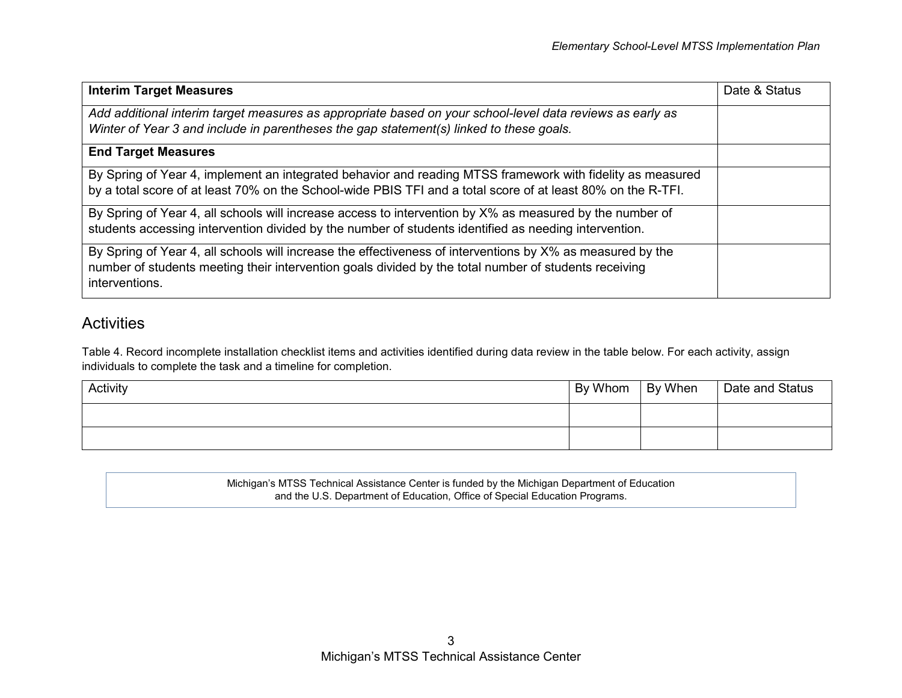| **Interim Target Measures** | Date & Status |
| --- | --- |
| *Add additional interim target measures as appropriate based on your school-level data reviews as early as Winter of Year 3 and include in parentheses the gap statement(s) linked to these goals.* | |
| **End Target Measures** | |
| By Spring of Year 4, implement an integrated behavior and reading MTSS framework with fidelity as measured by a total score of at least 70% on the School-wide PBIS TFI and a total score of at least 80% on the R-TFI. | |
| By Spring of Year 4, all schools will increase access to intervention by X% as measured by the number of students accessing intervention divided by the number of students identified as needing intervention. | |
| By Spring of Year 4, all schools will increase the effectiveness of interventions by X% as measured by the number of students meeting their intervention goals divided by the total number of students receiving interventions. | |

## Activities

Table 4. Record incomplete installation checklist items and activities identified during data review in the table below. For each activity, assign individuals to complete the task and a timeline for completion.

| Activity | By Whom | By When | Date and Status |
| --- | --- | --- | --- |
| | | | |
| | | | |

Michigan's MTSS Technical Assistance Center is funded by the Michigan Department of Education and the U.S. Department of Education, Office of Special Education Programs.